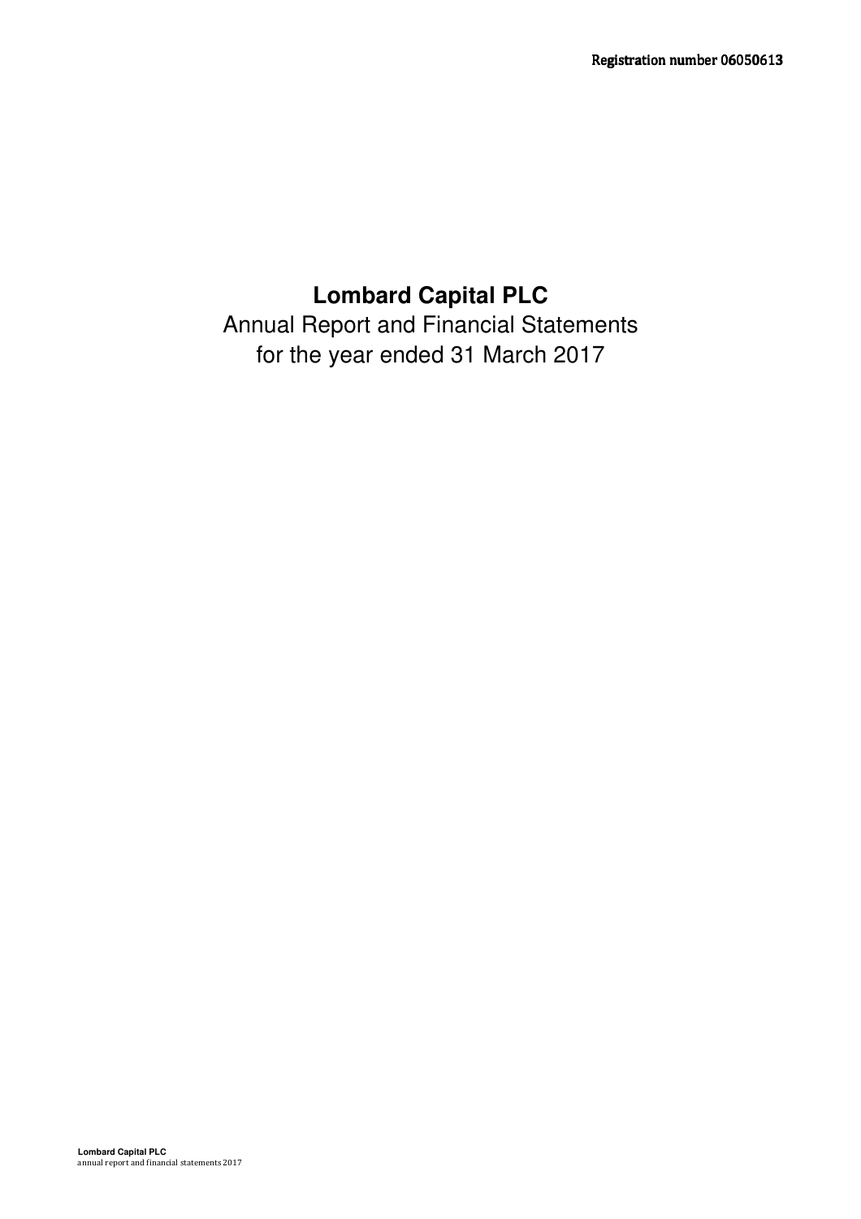Registration number 06050613

# Lombard Capital PLC

Annual Report and Financial Statements
for the year ended 31 March 2017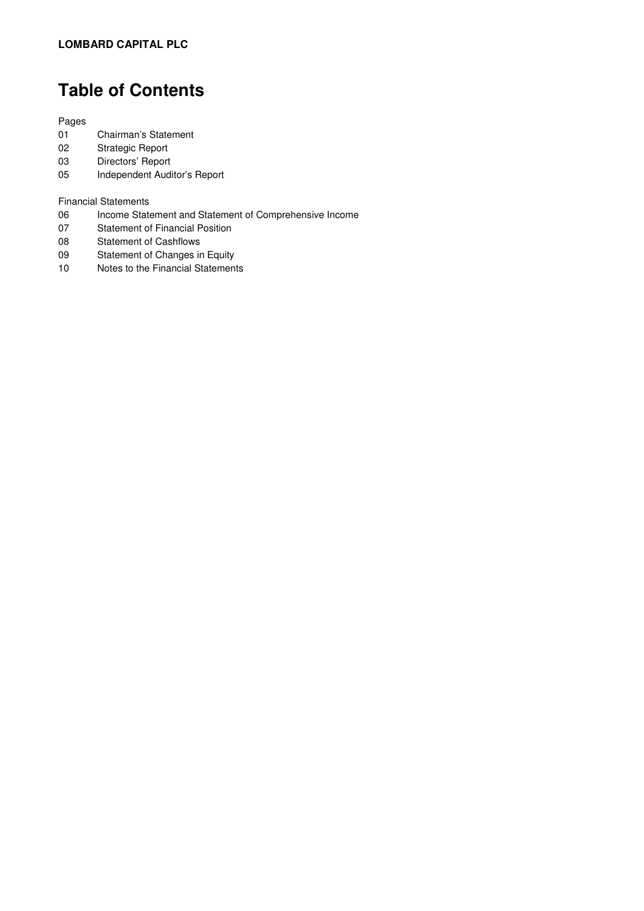**LOMBARD CAPITAL PLC**

# Table of Contents

Pages

| | |
|---|---|
| 01 | Chairman's Statement |
| 02 | Strategic Report |
| 03 | Directors' Report |
| 05 | Independent Auditor's Report |

Financial Statements

| | |
|---|---|
| 06 | Income Statement and Statement of Comprehensive Income |
| 07 | Statement of Financial Position |
| 08 | Statement of Cashflows |
| 09 | Statement of Changes in Equity |
| 10 | Notes to the Financial Statements |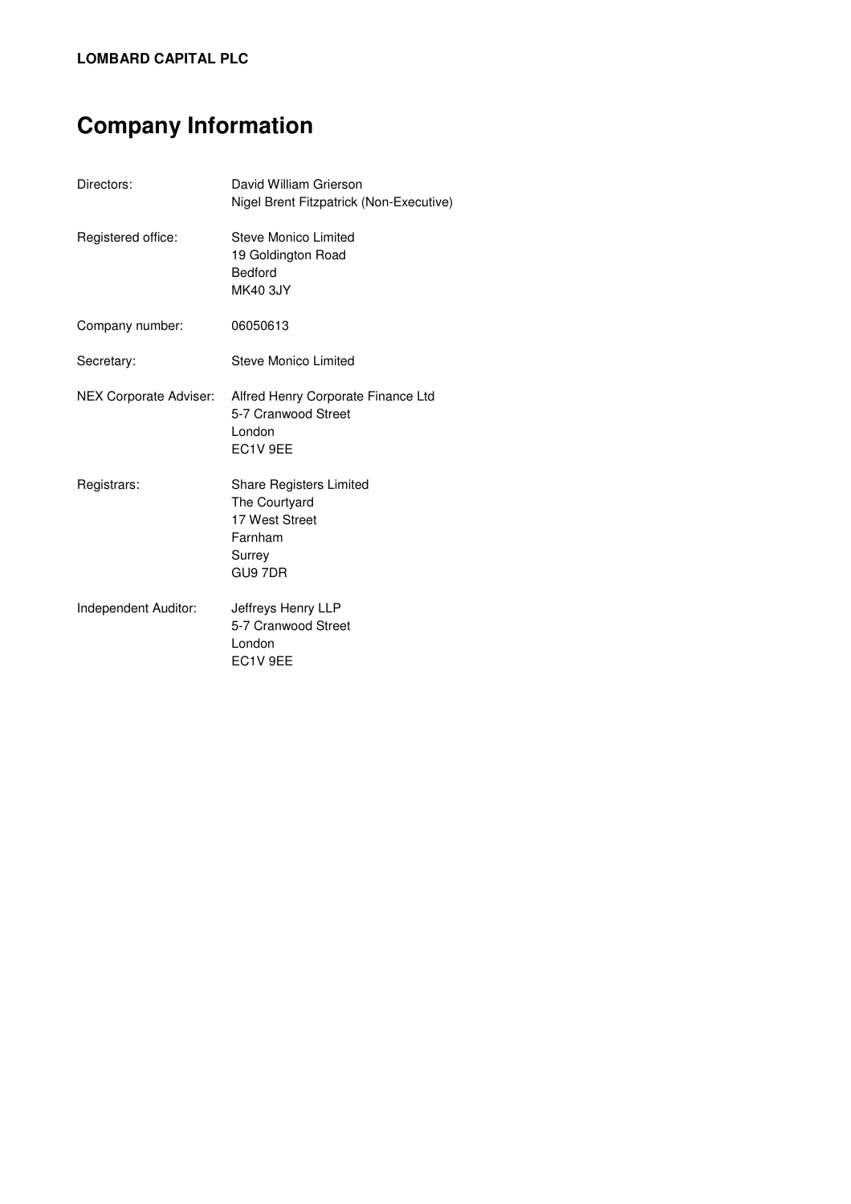**LOMBARD CAPITAL PLC**

# Company Information

| | |
|---|---|
| Directors: | David William Grierson<br>Nigel Brent Fitzpatrick (Non-Executive) |
| Registered office: | Steve Monico Limited<br>19 Goldington Road<br>Bedford<br>MK40 3JY |
| Company number: | 06050613 |
| Secretary: | Steve Monico Limited |
| NEX Corporate Adviser: | Alfred Henry Corporate Finance Ltd<br>5-7 Cranwood Street<br>London<br>EC1V 9EE |
| Registrars: | Share Registers Limited<br>The Courtyard<br>17 West Street<br>Farnham<br>Surrey<br>GU9 7DR |
| Independent Auditor: | Jeffreys Henry LLP<br>5-7 Cranwood Street<br>London<br>EC1V 9EE |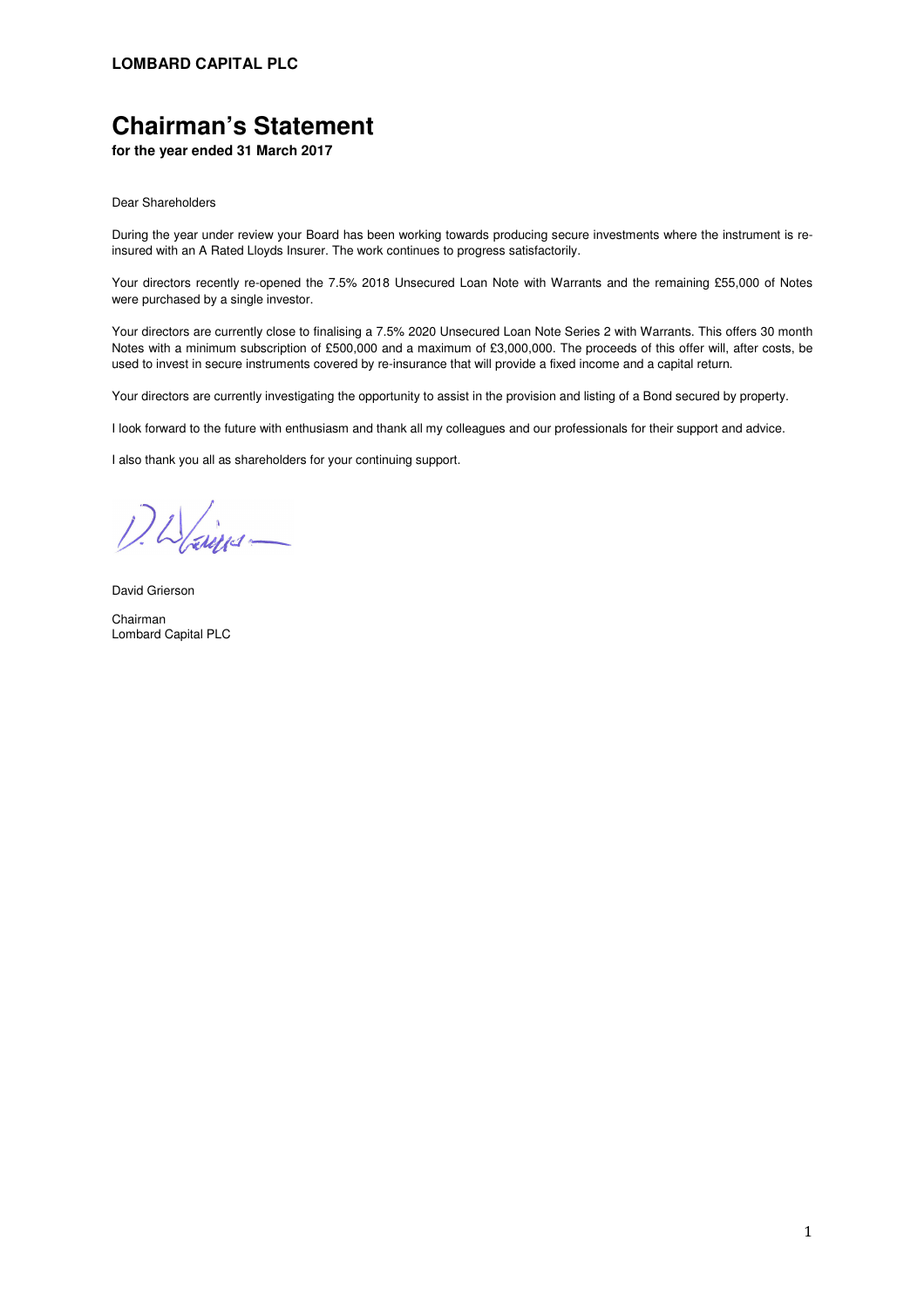**LOMBARD CAPITAL PLC**

# Chairman's Statement

**for the year ended 31 March 2017**

Dear Shareholders

During the year under review your Board has been working towards producing secure investments where the instrument is re-insured with an A Rated Lloyds Insurer. The work continues to progress satisfactorily.

Your directors recently re-opened the 7.5% 2018 Unsecured Loan Note with Warrants and the remaining £55,000 of Notes were purchased by a single investor.

Your directors are currently close to finalising a 7.5% 2020 Unsecured Loan Note Series 2 with Warrants. This offers 30 month Notes with a minimum subscription of £500,000 and a maximum of £3,000,000. The proceeds of this offer will, after costs, be used to invest in secure instruments covered by re-insurance that will provide a fixed income and a capital return.

Your directors are currently investigating the opportunity to assist in the provision and listing of a Bond secured by property.

I look forward to the future with enthusiasm and thank all my colleagues and our professionals for their support and advice.

I also thank you all as shareholders for your continuing support.

David Grierson

Chairman
Lombard Capital PLC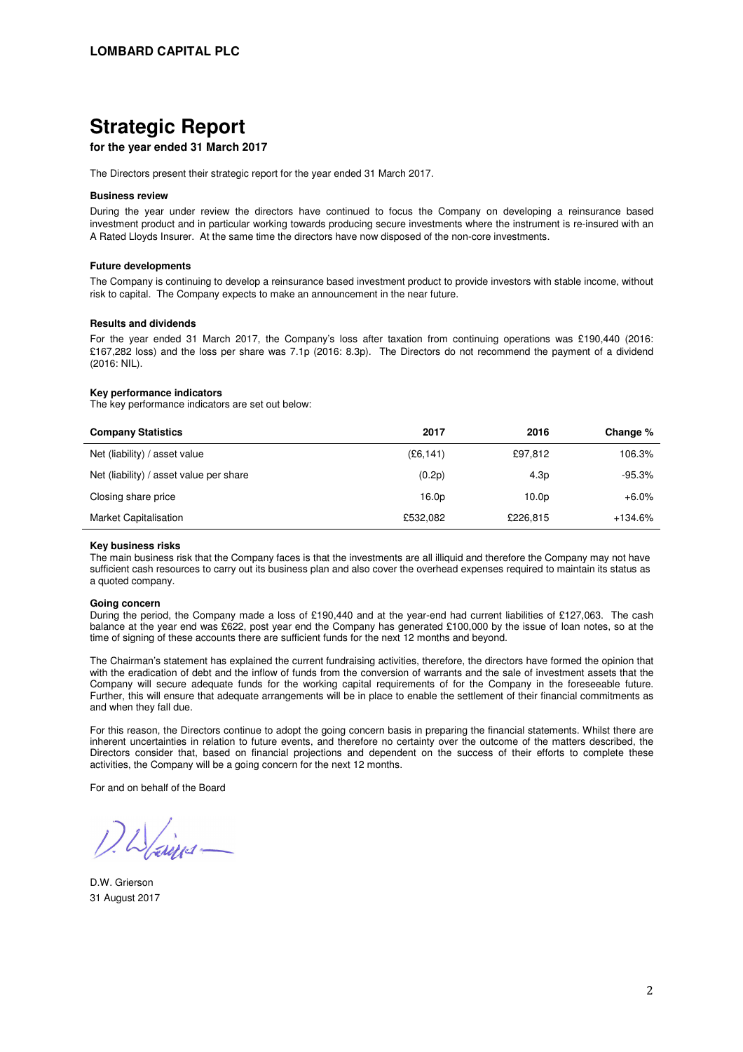# Strategic Report

**for the year ended 31 March 2017**

The Directors present their strategic report for the year ended 31 March 2017.

### Business review

During the year under review the directors have continued to focus the Company on developing a reinsurance based investment product and in particular working towards producing secure investments where the instrument is re-insured with an A Rated Lloyds Insurer. At the same time the directors have now disposed of the non-core investments.

### Future developments

The Company is continuing to develop a reinsurance based investment product to provide investors with stable income, without risk to capital. The Company expects to make an announcement in the near future.

### Results and dividends

For the year ended 31 March 2017, the Company's loss after taxation from continuing operations was £190,440 (2016: £167,282 loss) and the loss per share was 7.1p (2016: 8.3p). The Directors do not recommend the payment of a dividend (2016: NIL).

### Key performance indicators

The key performance indicators are set out below:

| Company Statistics | 2017 | 2016 | Change % |
|---|---|---|---|
| Net (liability) / asset value | (£6,141) | £97,812 | 106.3% |
| Net (liability) / asset value per share | (0.2p) | 4.3p | -95.3% |
| Closing share price | 16.0p | 10.0p | +6.0% |
| Market Capitalisation | £532,082 | £226,815 | +134.6% |

### Key business risks

The main business risk that the Company faces is that the investments are all illiquid and therefore the Company may not have sufficient cash resources to carry out its business plan and also cover the overhead expenses required to maintain its status as a quoted company.

### Going concern

During the period, the Company made a loss of £190,440 and at the year-end had current liabilities of £127,063. The cash balance at the year end was £622, post year end the Company has generated £100,000 by the issue of loan notes, so at the time of signing of these accounts there are sufficient funds for the next 12 months and beyond.

The Chairman's statement has explained the current fundraising activities, therefore, the directors have formed the opinion that with the eradication of debt and the inflow of funds from the conversion of warrants and the sale of investment assets that the Company will secure adequate funds for the working capital requirements of for the Company in the foreseeable future. Further, this will ensure that adequate arrangements will be in place to enable the settlement of their financial commitments as and when they fall due.

For this reason, the Directors continue to adopt the going concern basis in preparing the financial statements. Whilst there are inherent uncertainties in relation to future events, and therefore no certainty over the outcome of the matters described, the Directors consider that, based on financial projections and dependent on the success of their efforts to complete these activities, the Company will be a going concern for the next 12 months.

For and on behalf of the Board

D.W. Grierson
31 August 2017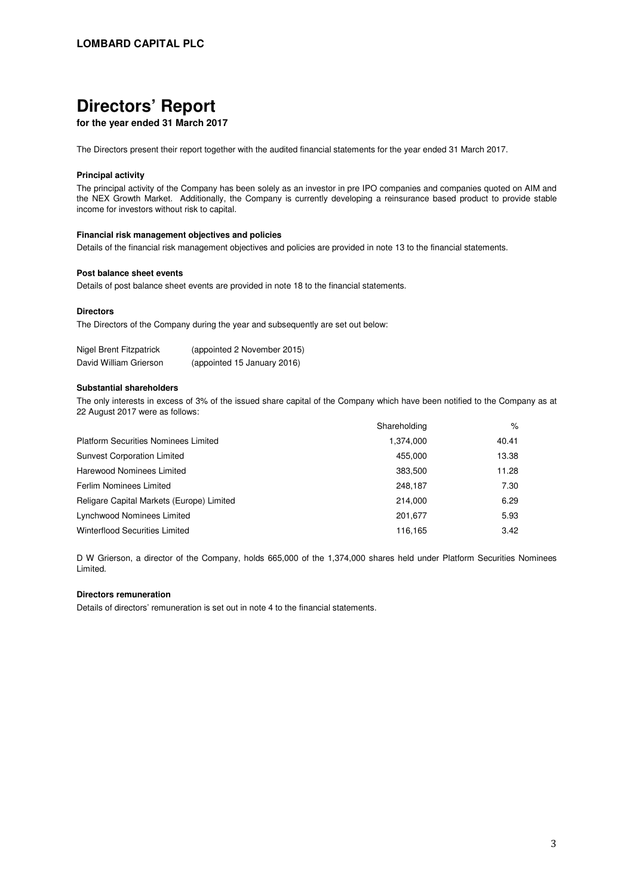**LOMBARD CAPITAL PLC**

# Directors' Report

**for the year ended 31 March 2017**

The Directors present their report together with the audited financial statements for the year ended 31 March 2017.

### Principal activity

The principal activity of the Company has been solely as an investor in pre IPO companies and companies quoted on AIM and the NEX Growth Market. Additionally, the Company is currently developing a reinsurance based product to provide stable income for investors without risk to capital.

### Financial risk management objectives and policies

Details of the financial risk management objectives and policies are provided in note 13 to the financial statements.

### Post balance sheet events

Details of post balance sheet events are provided in note 18 to the financial statements.

### Directors

The Directors of the Company during the year and subsequently are set out below:

| | |
|---|---|
| Nigel Brent Fitzpatrick | (appointed 2 November 2015) |
| David William Grierson | (appointed 15 January 2016) |

### Substantial shareholders

The only interests in excess of 3% of the issued share capital of the Company which have been notified to the Company as at 22 August 2017 were as follows:

| | Shareholding | % |
|---|---|---|
| Platform Securities Nominees Limited | 1,374,000 | 40.41 |
| Sunvest Corporation Limited | 455,000 | 13.38 |
| Harewood Nominees Limited | 383,500 | 11.28 |
| Ferlim Nominees Limited | 248,187 | 7.30 |
| Religare Capital Markets (Europe) Limited | 214,000 | 6.29 |
| Lynchwood Nominees Limited | 201,677 | 5.93 |
| Winterflood Securities Limited | 116,165 | 3.42 |

D W Grierson, a director of the Company, holds 665,000 of the 1,374,000 shares held under Platform Securities Nominees Limited.

### Directors remuneration

Details of directors' remuneration is set out in note 4 to the financial statements.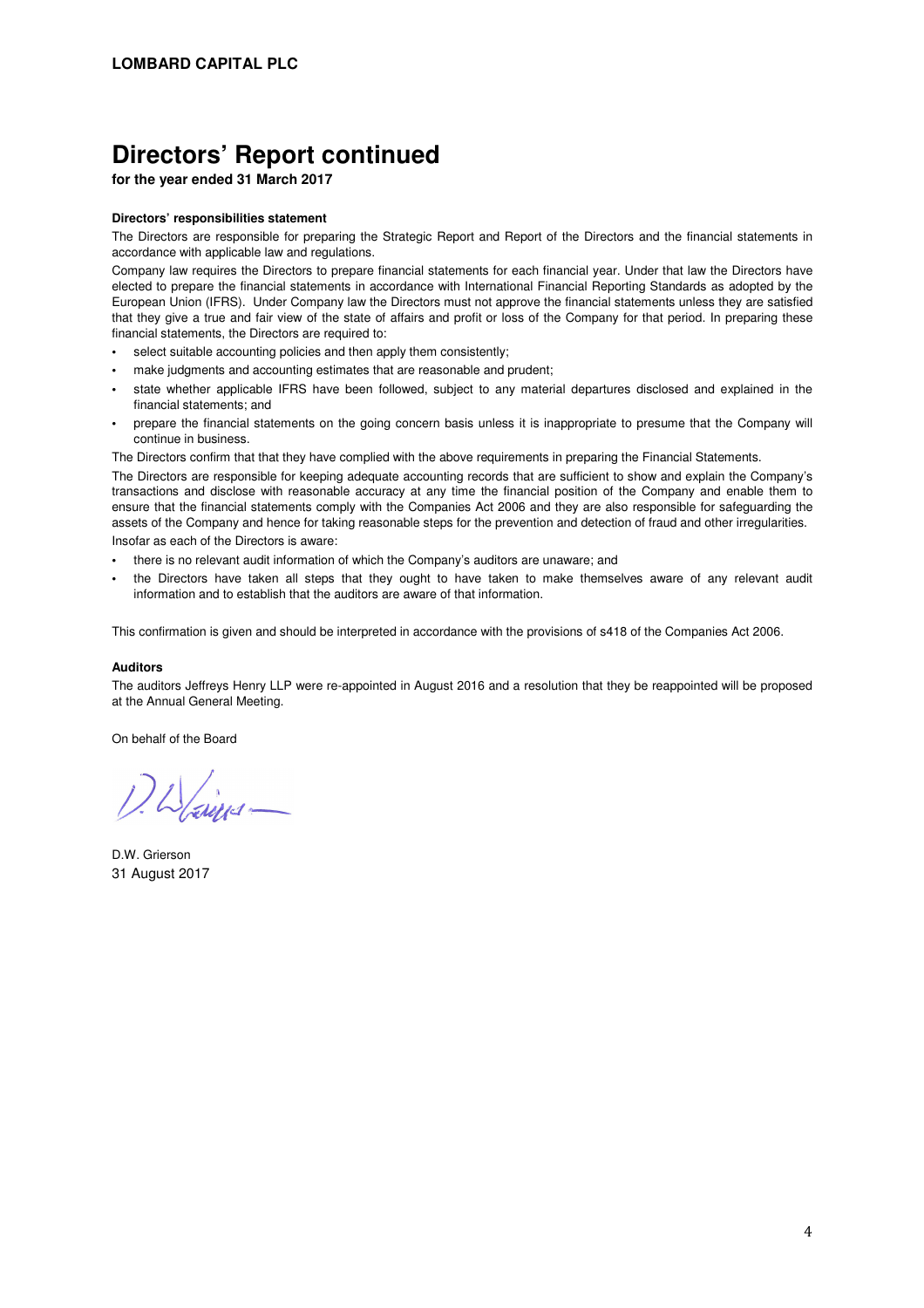# Directors' Report continued

**for the year ended 31 March 2017**

**Directors' responsibilities statement**

The Directors are responsible for preparing the Strategic Report and Report of the Directors and the financial statements in accordance with applicable law and regulations.

Company law requires the Directors to prepare financial statements for each financial year. Under that law the Directors have elected to prepare the financial statements in accordance with International Financial Reporting Standards as adopted by the European Union (IFRS). Under Company law the Directors must not approve the financial statements unless they are satisfied that they give a true and fair view of the state of affairs and profit or loss of the Company for that period. In preparing these financial statements, the Directors are required to:

- select suitable accounting policies and then apply them consistently;
- make judgments and accounting estimates that are reasonable and prudent;
- state whether applicable IFRS have been followed, subject to any material departures disclosed and explained in the financial statements; and
- prepare the financial statements on the going concern basis unless it is inappropriate to presume that the Company will continue in business.

The Directors confirm that that they have complied with the above requirements in preparing the Financial Statements.

The Directors are responsible for keeping adequate accounting records that are sufficient to show and explain the Company's transactions and disclose with reasonable accuracy at any time the financial position of the Company and enable them to ensure that the financial statements comply with the Companies Act 2006 and they are also responsible for safeguarding the assets of the Company and hence for taking reasonable steps for the prevention and detection of fraud and other irregularities.

Insofar as each of the Directors is aware:

- there is no relevant audit information of which the Company's auditors are unaware; and
- the Directors have taken all steps that they ought to have taken to make themselves aware of any relevant audit information and to establish that the auditors are aware of that information.

This confirmation is given and should be interpreted in accordance with the provisions of s418 of the Companies Act 2006.

**Auditors**

The auditors Jeffreys Henry LLP were re-appointed in August 2016 and a resolution that they be reappointed will be proposed at the Annual General Meeting.

On behalf of the Board

D.W. Grierson
31 August 2017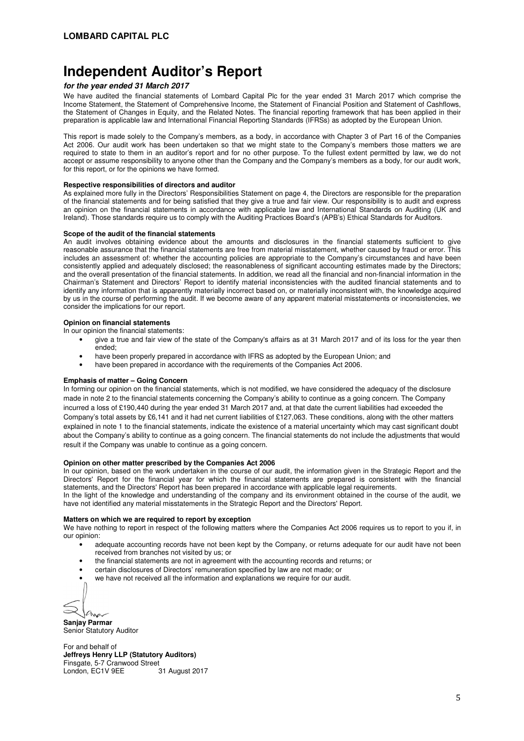**LOMBARD CAPITAL PLC**

# Independent Auditor's Report

***for the year ended 31 March 2017***

We have audited the financial statements of Lombard Capital Plc for the year ended 31 March 2017 which comprise the Income Statement, the Statement of Comprehensive Income, the Statement of Financial Position and Statement of Cashflows, the Statement of Changes in Equity, and the Related Notes. The financial reporting framework that has been applied in their preparation is applicable law and International Financial Reporting Standards (IFRSs) as adopted by the European Union.

This report is made solely to the Company's members, as a body, in accordance with Chapter 3 of Part 16 of the Companies Act 2006. Our audit work has been undertaken so that we might state to the Company's members those matters we are required to state to them in an auditor's report and for no other purpose. To the fullest extent permitted by law, we do not accept or assume responsibility to anyone other than the Company and the Company's members as a body, for our audit work, for this report, or for the opinions we have formed.

**Respective responsibilities of directors and auditor**

As explained more fully in the Directors' Responsibilities Statement on page 4, the Directors are responsible for the preparation of the financial statements and for being satisfied that they give a true and fair view. Our responsibility is to audit and express an opinion on the financial statements in accordance with applicable law and International Standards on Auditing (UK and Ireland). Those standards require us to comply with the Auditing Practices Board's (APB's) Ethical Standards for Auditors.

**Scope of the audit of the financial statements**

An audit involves obtaining evidence about the amounts and disclosures in the financial statements sufficient to give reasonable assurance that the financial statements are free from material misstatement, whether caused by fraud or error. This includes an assessment of: whether the accounting policies are appropriate to the Company's circumstances and have been consistently applied and adequately disclosed; the reasonableness of significant accounting estimates made by the Directors; and the overall presentation of the financial statements. In addition, we read all the financial and non-financial information in the Chairman's Statement and Directors' Report to identify material inconsistencies with the audited financial statements and to identify any information that is apparently materially incorrect based on, or materially inconsistent with, the knowledge acquired by us in the course of performing the audit. If we become aware of any apparent material misstatements or inconsistencies, we consider the implications for our report.

**Opinion on financial statements**

In our opinion the financial statements:

- give a true and fair view of the state of the Company's affairs as at 31 March 2017 and of its loss for the year then ended;
- have been properly prepared in accordance with IFRS as adopted by the European Union; and
- have been prepared in accordance with the requirements of the Companies Act 2006.

**Emphasis of matter – Going Concern**

In forming our opinion on the financial statements, which is not modified, we have considered the adequacy of the disclosure made in note 2 to the financial statements concerning the Company's ability to continue as a going concern. The Company incurred a loss of £190,440 during the year ended 31 March 2017 and, at that date the current liabilities had exceeded the Company's total assets by £6,141 and it had net current liabilities of £127,063. These conditions, along with the other matters explained in note 1 to the financial statements, indicate the existence of a material uncertainty which may cast significant doubt about the Company's ability to continue as a going concern. The financial statements do not include the adjustments that would result if the Company was unable to continue as a going concern.

**Opinion on other matter prescribed by the Companies Act 2006**

In our opinion, based on the work undertaken in the course of our audit, the information given in the Strategic Report and the Directors' Report for the financial year for which the financial statements are prepared is consistent with the financial statements, and the Directors' Report has been prepared in accordance with applicable legal requirements.

In the light of the knowledge and understanding of the company and its environment obtained in the course of the audit, we have not identified any material misstatements in the Strategic Report and the Directors' Report.

**Matters on which we are required to report by exception**

We have nothing to report in respect of the following matters where the Companies Act 2006 requires us to report to you if, in our opinion:

- adequate accounting records have not been kept by the Company, or returns adequate for our audit have not been received from branches not visited by us; or
- the financial statements are not in agreement with the accounting records and returns; or
- certain disclosures of Directors' remuneration specified by law are not made; or
- we have not received all the information and explanations we require for our audit.

**Sanjay Parmar**
Senior Statutory Auditor

For and behalf of
**Jeffreys Henry LLP (Statutory Auditors)**
Finsgate, 5-7 Cranwood Street
London, EC1V 9EE 31 August 2017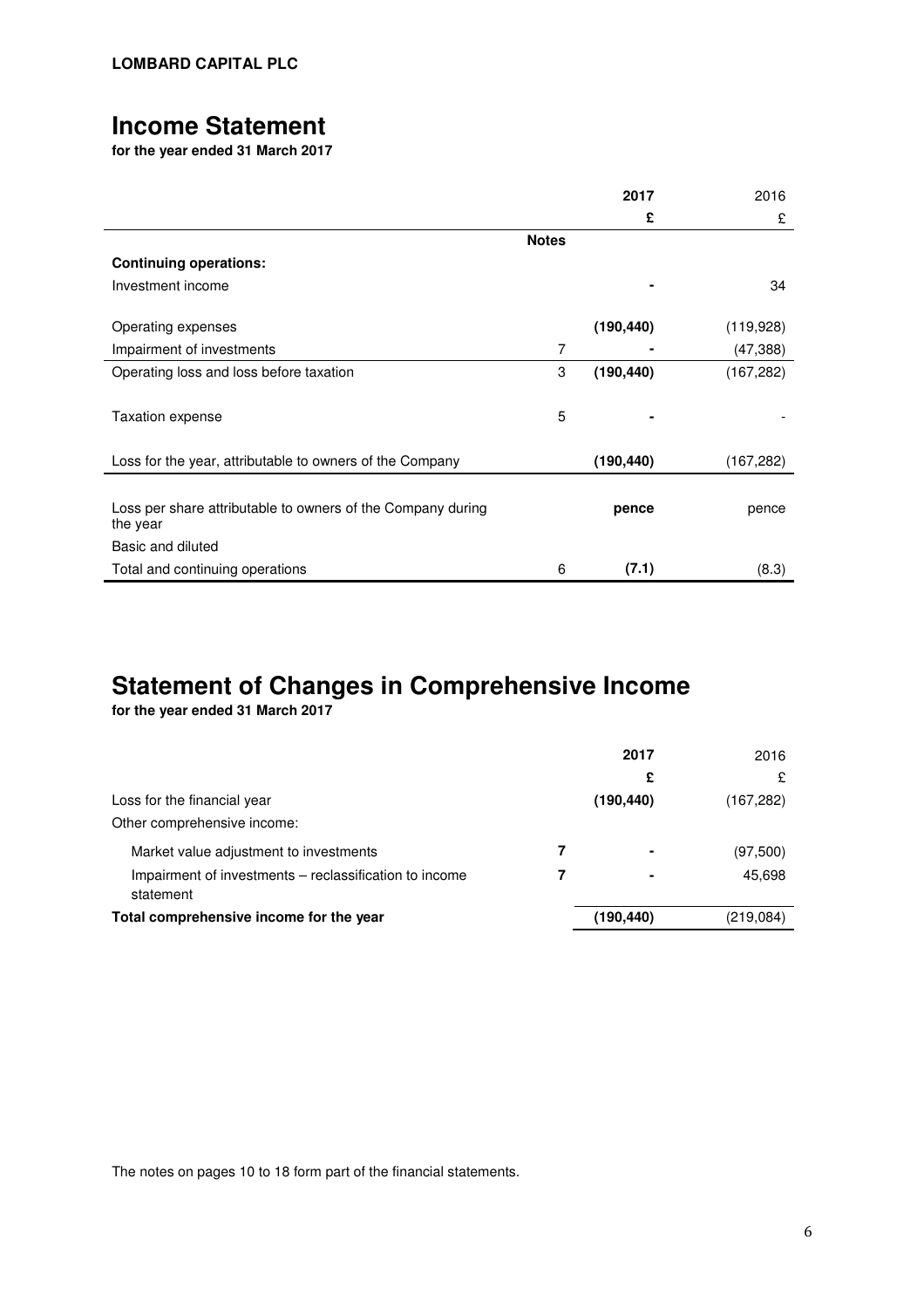**LOMBARD CAPITAL PLC**

# Income Statement

**for the year ended 31 March 2017**

| | Notes | 2017<br>£ | 2016<br>£ |
|---|---|---|---|
| **Continuing operations:** | | | |
| Investment income | | - | 34 |
| Operating expenses | | (190,440) | (119,928) |
| Impairment of investments | 7 | - | (47,388) |
| Operating loss and loss before taxation | 3 | (190,440) | (167,282) |
| Taxation expense | 5 | - | - |
| Loss for the year, attributable to owners of the Company | | (190,440) | (167,282) |
| Loss per share attributable to owners of the Company during the year | | pence | pence |
| Basic and diluted | | | |
| Total and continuing operations | 6 | (7.1) | (8.3) |

# Statement of Changes in Comprehensive Income

**for the year ended 31 March 2017**

| | | 2017<br>£ | 2016<br>£ |
|---|---|---|---|
| Loss for the financial year | | (190,440) | (167,282) |
| Other comprehensive income: | | | |
| Market value adjustment to investments | 7 | - | (97,500) |
| Impairment of investments – reclassification to income statement | 7 | - | 45,698 |
| **Total comprehensive income for the year** | | (190,440) | (219,084) |

The notes on pages 10 to 18 form part of the financial statements.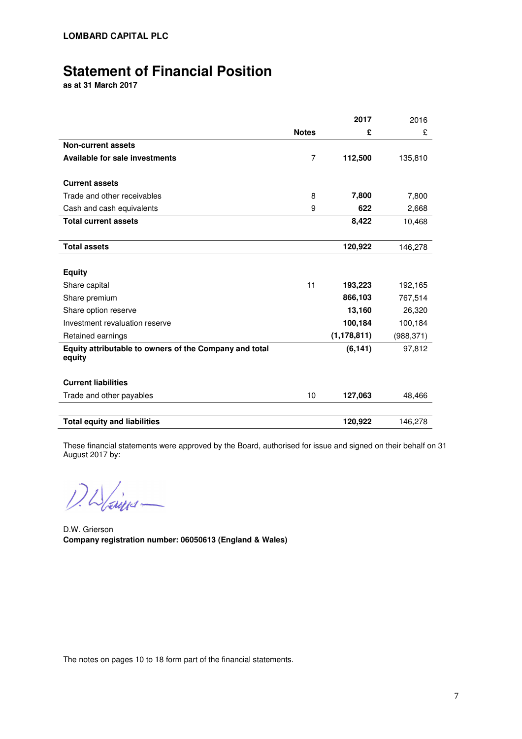**LOMBARD CAPITAL PLC**

# Statement of Financial Position

**as at 31 March 2017**

| | Notes | 2017 £ | 2016 £ |
|---|---|---|---|
| **Non-current assets** | | | |
| **Available for sale investments** | 7 | **112,500** | 135,810 |
| | | | |
| **Current assets** | | | |
| Trade and other receivables | 8 | **7,800** | 7,800 |
| Cash and cash equivalents | 9 | **622** | 2,668 |
| **Total current assets** | | **8,422** | 10,468 |
| | | | |
| **Total assets** | | **120,922** | 146,278 |
| | | | |
| **Equity** | | | |
| Share capital | 11 | **193,223** | 192,165 |
| Share premium | | **866,103** | 767,514 |
| Share option reserve | | **13,160** | 26,320 |
| Investment revaluation reserve | | **100,184** | 100,184 |
| Retained earnings | | **(1,178,811)** | (988,371) |
| **Equity attributable to owners of the Company and total equity** | | **(6,141)** | 97,812 |
| | | | |
| **Current liabilities** | | | |
| Trade and other payables | 10 | **127,063** | 48,466 |
| | | | |
| **Total equity and liabilities** | | **120,922** | 146,278 |

These financial statements were approved by the Board, authorised for issue and signed on their behalf on 31 August 2017 by:

D.W. Grierson

**Company registration number: 06050613 (England & Wales)**

The notes on pages 10 to 18 form part of the financial statements.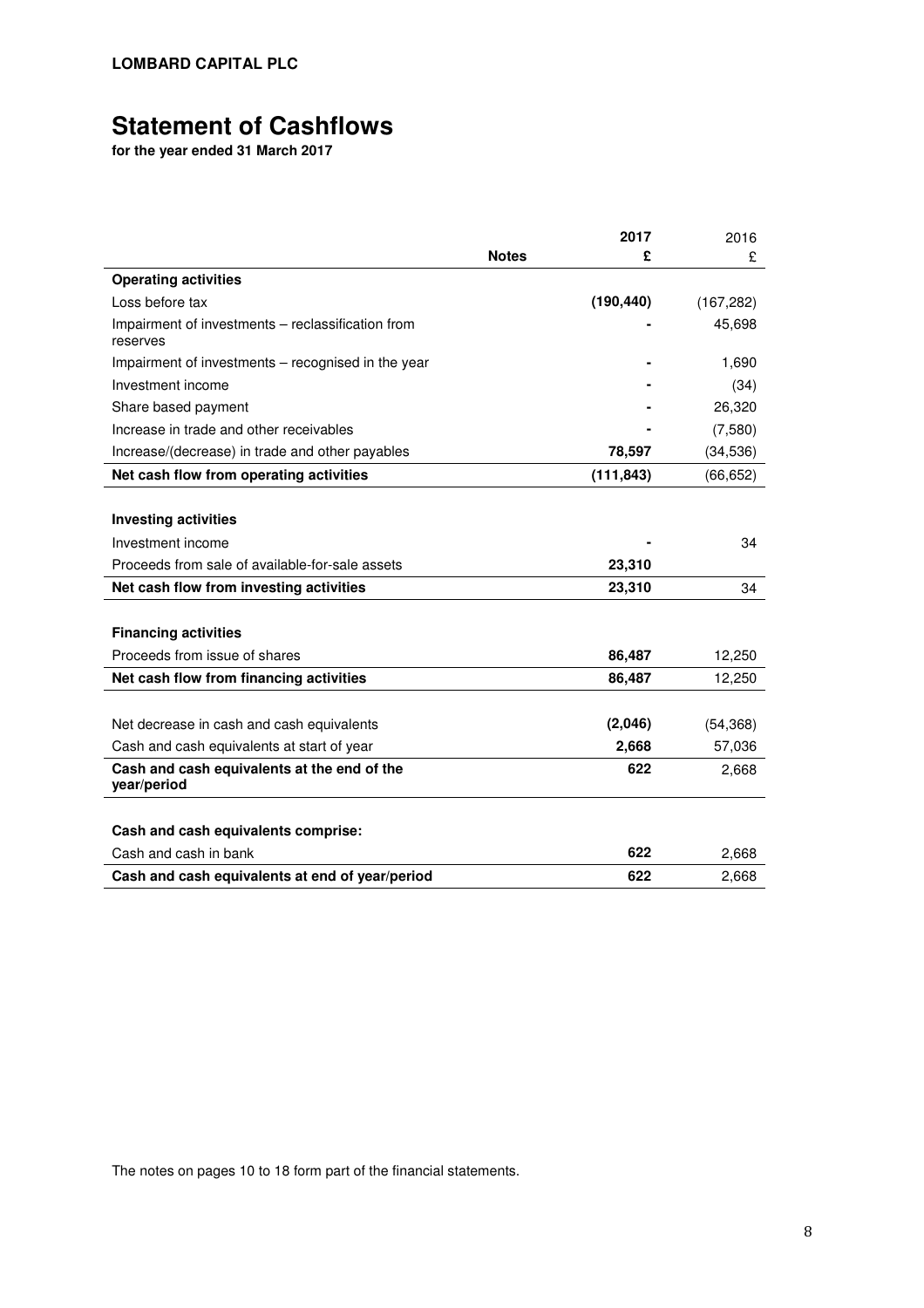**LOMBARD CAPITAL PLC**

# Statement of Cashflows

**for the year ended 31 March 2017**

| | Notes | 2017 £ | 2016 £ |
|---|---|---|---|
| **Operating activities** | | | |
| Loss before tax | | **(190,440)** | (167,282) |
| Impairment of investments – reclassification from reserves | | **-** | 45,698 |
| Impairment of investments – recognised in the year | | **-** | 1,690 |
| Investment income | | **-** | (34) |
| Share based payment | | **-** | 26,320 |
| Increase in trade and other receivables | | **-** | (7,580) |
| Increase/(decrease) in trade and other payables | | **78,597** | (34,536) |
| **Net cash flow from operating activities** | | **(111,843)** | (66,652) |
| | | | |
| **Investing activities** | | | |
| Investment income | | **-** | 34 |
| Proceeds from sale of available-for-sale assets | | **23,310** | |
| **Net cash flow from investing activities** | | **23,310** | 34 |
| | | | |
| **Financing activities** | | | |
| Proceeds from issue of shares | | **86,487** | 12,250 |
| **Net cash flow from financing activities** | | **86,487** | 12,250 |
| | | | |
| Net decrease in cash and cash equivalents | | **(2,046)** | (54,368) |
| Cash and cash equivalents at start of year | | **2,668** | 57,036 |
| **Cash and cash equivalents at the end of the year/period** | | **622** | 2,668 |
| | | | |
| **Cash and cash equivalents comprise:** | | | |
| Cash and cash in bank | | **622** | 2,668 |
| **Cash and cash equivalents at end of year/period** | | **622** | 2,668 |

The notes on pages 10 to 18 form part of the financial statements.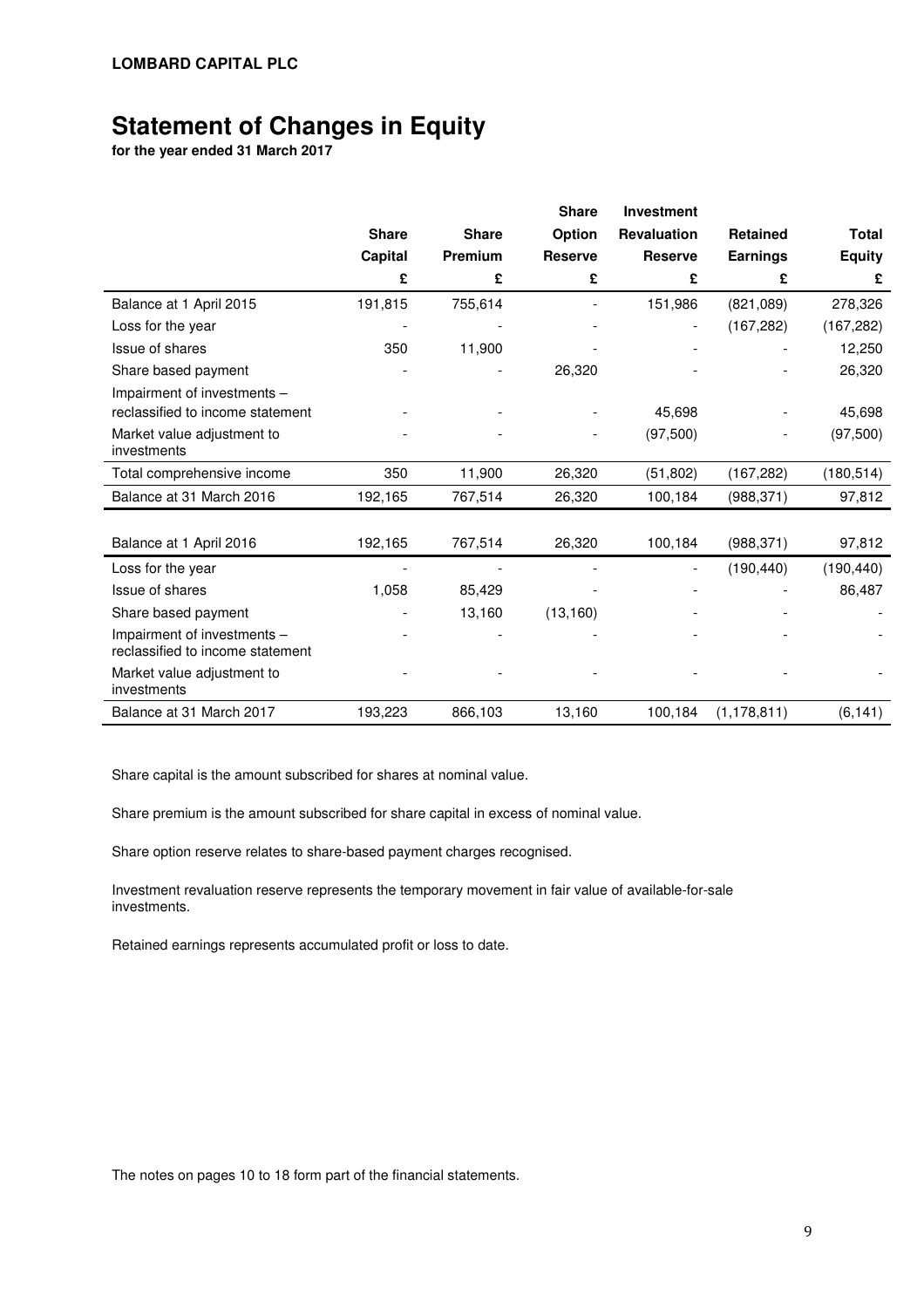**LOMBARD CAPITAL PLC**

# Statement of Changes in Equity

**for the year ended 31 March 2017**

| | Share Capital | Share Premium | Share Option Reserve | Investment Revaluation Reserve | Retained Earnings | Total Equity |
|---|---|---|---|---|---|---|
| | £ | £ | £ | £ | £ | £ |
| Balance at 1 April 2015 | 191,815 | 755,614 | - | 151,986 | (821,089) | 278,326 |
| Loss for the year | - | - | - | - | (167,282) | (167,282) |
| Issue of shares | 350 | 11,900 | - | - | - | 12,250 |
| Share based payment | - | - | 26,320 | - | - | 26,320 |
| Impairment of investments – reclassified to income statement | - | - | - | 45,698 | - | 45,698 |
| Market value adjustment to investments | - | - | - | (97,500) | - | (97,500) |
| Total comprehensive income | 350 | 11,900 | 26,320 | (51,802) | (167,282) | (180,514) |
| Balance at 31 March 2016 | 192,165 | 767,514 | 26,320 | 100,184 | (988,371) | 97,812 |
| | | | | | | |
| Balance at 1 April 2016 | 192,165 | 767,514 | 26,320 | 100,184 | (988,371) | 97,812 |
| Loss for the year | - | - | - | - | (190,440) | (190,440) |
| Issue of shares | 1,058 | 85,429 | - | - | - | 86,487 |
| Share based payment | - | 13,160 | (13,160) | - | - | - |
| Impairment of investments – reclassified to income statement | - | - | - | - | - | - |
| Market value adjustment to investments | - | - | - | - | - | - |
| Balance at 31 March 2017 | 193,223 | 866,103 | 13,160 | 100,184 | (1,178,811) | (6,141) |

Share capital is the amount subscribed for shares at nominal value.

Share premium is the amount subscribed for share capital in excess of nominal value.

Share option reserve relates to share-based payment charges recognised.

Investment revaluation reserve represents the temporary movement in fair value of available-for-sale investments.

Retained earnings represents accumulated profit or loss to date.

The notes on pages 10 to 18 form part of the financial statements.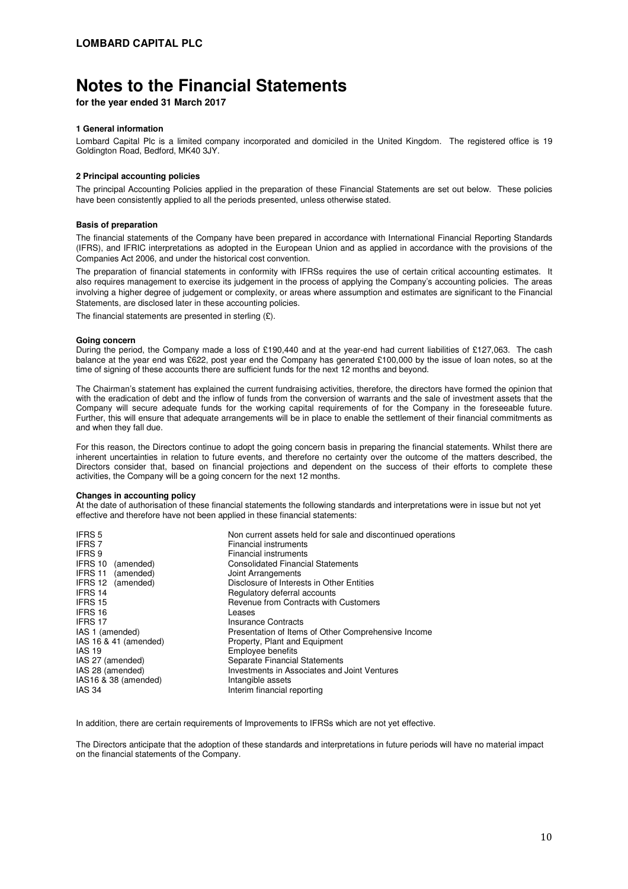# Notes to the Financial Statements

**for the year ended 31 March 2017**

### 1 General information

Lombard Capital Plc is a limited company incorporated and domiciled in the United Kingdom. The registered office is 19 Goldington Road, Bedford, MK40 3JY.

### 2 Principal accounting policies

The principal Accounting Policies applied in the preparation of these Financial Statements are set out below. These policies have been consistently applied to all the periods presented, unless otherwise stated.

**Basis of preparation**

The financial statements of the Company have been prepared in accordance with International Financial Reporting Standards (IFRS), and IFRIC interpretations as adopted in the European Union and as applied in accordance with the provisions of the Companies Act 2006, and under the historical cost convention.

The preparation of financial statements in conformity with IFRSs requires the use of certain critical accounting estimates. It also requires management to exercise its judgement in the process of applying the Company's accounting policies. The areas involving a higher degree of judgement or complexity, or areas where assumption and estimates are significant to the Financial Statements, are disclosed later in these accounting policies.

The financial statements are presented in sterling (£).

**Going concern**

During the period, the Company made a loss of £190,440 and at the year-end had current liabilities of £127,063. The cash balance at the year end was £622, post year end the Company has generated £100,000 by the issue of loan notes, so at the time of signing of these accounts there are sufficient funds for the next 12 months and beyond.

The Chairman's statement has explained the current fundraising activities, therefore, the directors have formed the opinion that with the eradication of debt and the inflow of funds from the conversion of warrants and the sale of investment assets that the Company will secure adequate funds for the working capital requirements of for the Company in the foreseeable future. Further, this will ensure that adequate arrangements will be in place to enable the settlement of their financial commitments as and when they fall due.

For this reason, the Directors continue to adopt the going concern basis in preparing the financial statements. Whilst there are inherent uncertainties in relation to future events, and therefore no certainty over the outcome of the matters described, the Directors consider that, based on financial projections and dependent on the success of their efforts to complete these activities, the Company will be a going concern for the next 12 months.

**Changes in accounting policy**

At the date of authorisation of these financial statements the following standards and interpretations were in issue but not yet effective and therefore have not been applied in these financial statements:

| | |
|---|---|
| IFRS 5 | Non current assets held for sale and discontinued operations |
| IFRS 7 | Financial instruments |
| IFRS 9 | Financial instruments |
| IFRS 10 (amended) | Consolidated Financial Statements |
| IFRS 11 (amended) | Joint Arrangements |
| IFRS 12 (amended) | Disclosure of Interests in Other Entities |
| IFRS 14 | Regulatory deferral accounts |
| IFRS 15 | Revenue from Contracts with Customers |
| IFRS 16 | Leases |
| IFRS 17 | Insurance Contracts |
| IAS 1 (amended) | Presentation of Items of Other Comprehensive Income |
| IAS 16 & 41 (amended) | Property, Plant and Equipment |
| IAS 19 | Employee benefits |
| IAS 27 (amended) | Separate Financial Statements |
| IAS 28 (amended) | Investments in Associates and Joint Ventures |
| IAS16 & 38 (amended) | Intangible assets |
| IAS 34 | Interim financial reporting |

In addition, there are certain requirements of Improvements to IFRSs which are not yet effective.

The Directors anticipate that the adoption of these standards and interpretations in future periods will have no material impact on the financial statements of the Company.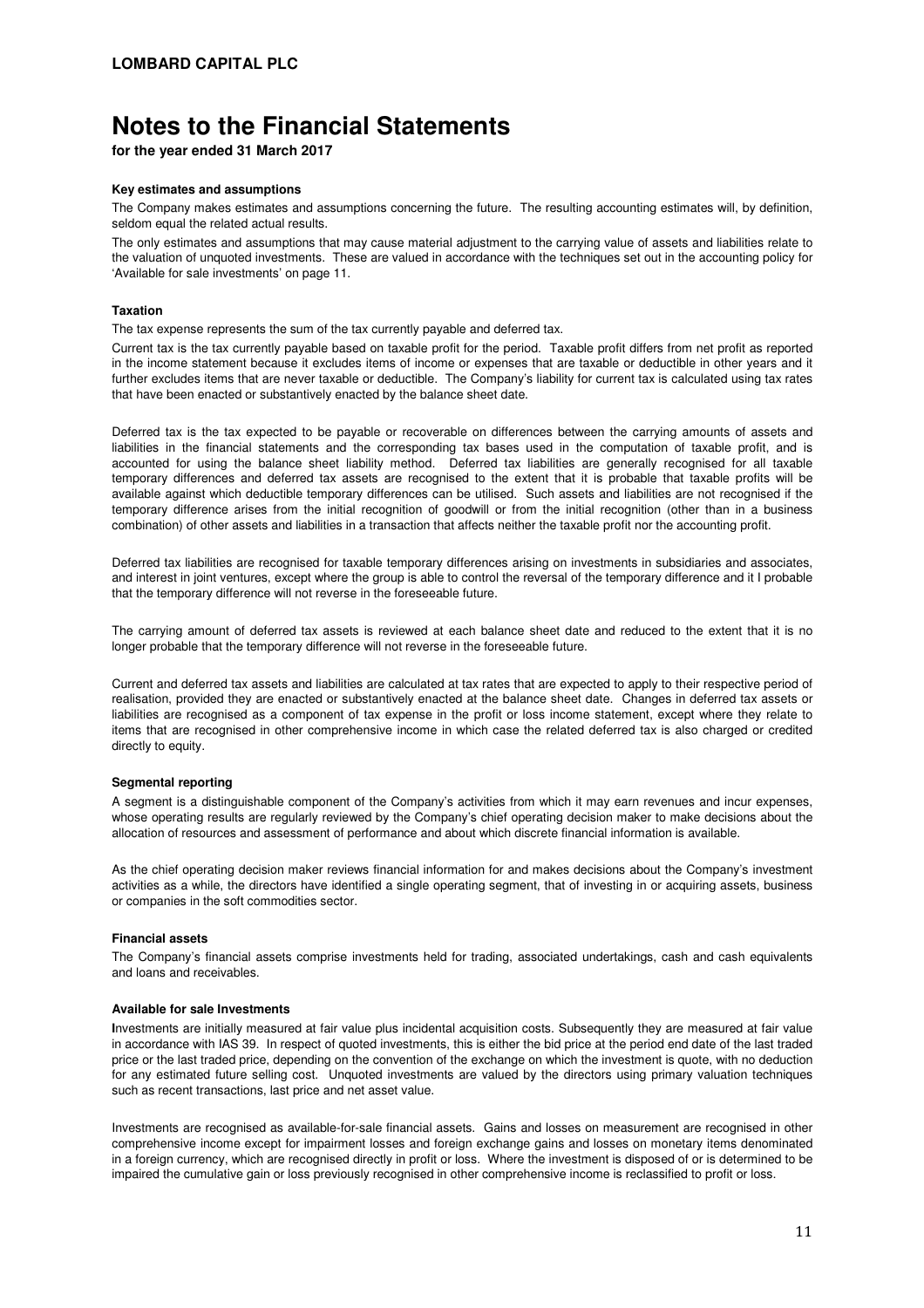# Notes to the Financial Statements

**for the year ended 31 March 2017**

#### Key estimates and assumptions

The Company makes estimates and assumptions concerning the future. The resulting accounting estimates will, by definition, seldom equal the related actual results.

The only estimates and assumptions that may cause material adjustment to the carrying value of assets and liabilities relate to the valuation of unquoted investments. These are valued in accordance with the techniques set out in the accounting policy for 'Available for sale investments' on page 11.

#### Taxation

The tax expense represents the sum of the tax currently payable and deferred tax.

Current tax is the tax currently payable based on taxable profit for the period. Taxable profit differs from net profit as reported in the income statement because it excludes items of income or expenses that are taxable or deductible in other years and it further excludes items that are never taxable or deductible. The Company's liability for current tax is calculated using tax rates that have been enacted or substantively enacted by the balance sheet date.

Deferred tax is the tax expected to be payable or recoverable on differences between the carrying amounts of assets and liabilities in the financial statements and the corresponding tax bases used in the computation of taxable profit, and is accounted for using the balance sheet liability method. Deferred tax liabilities are generally recognised for all taxable temporary differences and deferred tax assets are recognised to the extent that it is probable that taxable profits will be available against which deductible temporary differences can be utilised. Such assets and liabilities are not recognised if the temporary difference arises from the initial recognition of goodwill or from the initial recognition (other than in a business combination) of other assets and liabilities in a transaction that affects neither the taxable profit nor the accounting profit.

Deferred tax liabilities are recognised for taxable temporary differences arising on investments in subsidiaries and associates, and interest in joint ventures, except where the group is able to control the reversal of the temporary difference and it I probable that the temporary difference will not reverse in the foreseeable future.

The carrying amount of deferred tax assets is reviewed at each balance sheet date and reduced to the extent that it is no longer probable that the temporary difference will not reverse in the foreseeable future.

Current and deferred tax assets and liabilities are calculated at tax rates that are expected to apply to their respective period of realisation, provided they are enacted or substantively enacted at the balance sheet date. Changes in deferred tax assets or liabilities are recognised as a component of tax expense in the profit or loss income statement, except where they relate to items that are recognised in other comprehensive income in which case the related deferred tax is also charged or credited directly to equity.

#### Segmental reporting

A segment is a distinguishable component of the Company's activities from which it may earn revenues and incur expenses, whose operating results are regularly reviewed by the Company's chief operating decision maker to make decisions about the allocation of resources and assessment of performance and about which discrete financial information is available.

As the chief operating decision maker reviews financial information for and makes decisions about the Company's investment activities as a while, the directors have identified a single operating segment, that of investing in or acquiring assets, business or companies in the soft commodities sector.

#### Financial assets

The Company's financial assets comprise investments held for trading, associated undertakings, cash and cash equivalents and loans and receivables.

#### Available for sale Investments

Investments are initially measured at fair value plus incidental acquisition costs. Subsequently they are measured at fair value in accordance with IAS 39. In respect of quoted investments, this is either the bid price at the period end date of the last traded price or the last traded price, depending on the convention of the exchange on which the investment is quote, with no deduction for any estimated future selling cost. Unquoted investments are valued by the directors using primary valuation techniques such as recent transactions, last price and net asset value.

Investments are recognised as available-for-sale financial assets. Gains and losses on measurement are recognised in other comprehensive income except for impairment losses and foreign exchange gains and losses on monetary items denominated in a foreign currency, which are recognised directly in profit or loss. Where the investment is disposed of or is determined to be impaired the cumulative gain or loss previously recognised in other comprehensive income is reclassified to profit or loss.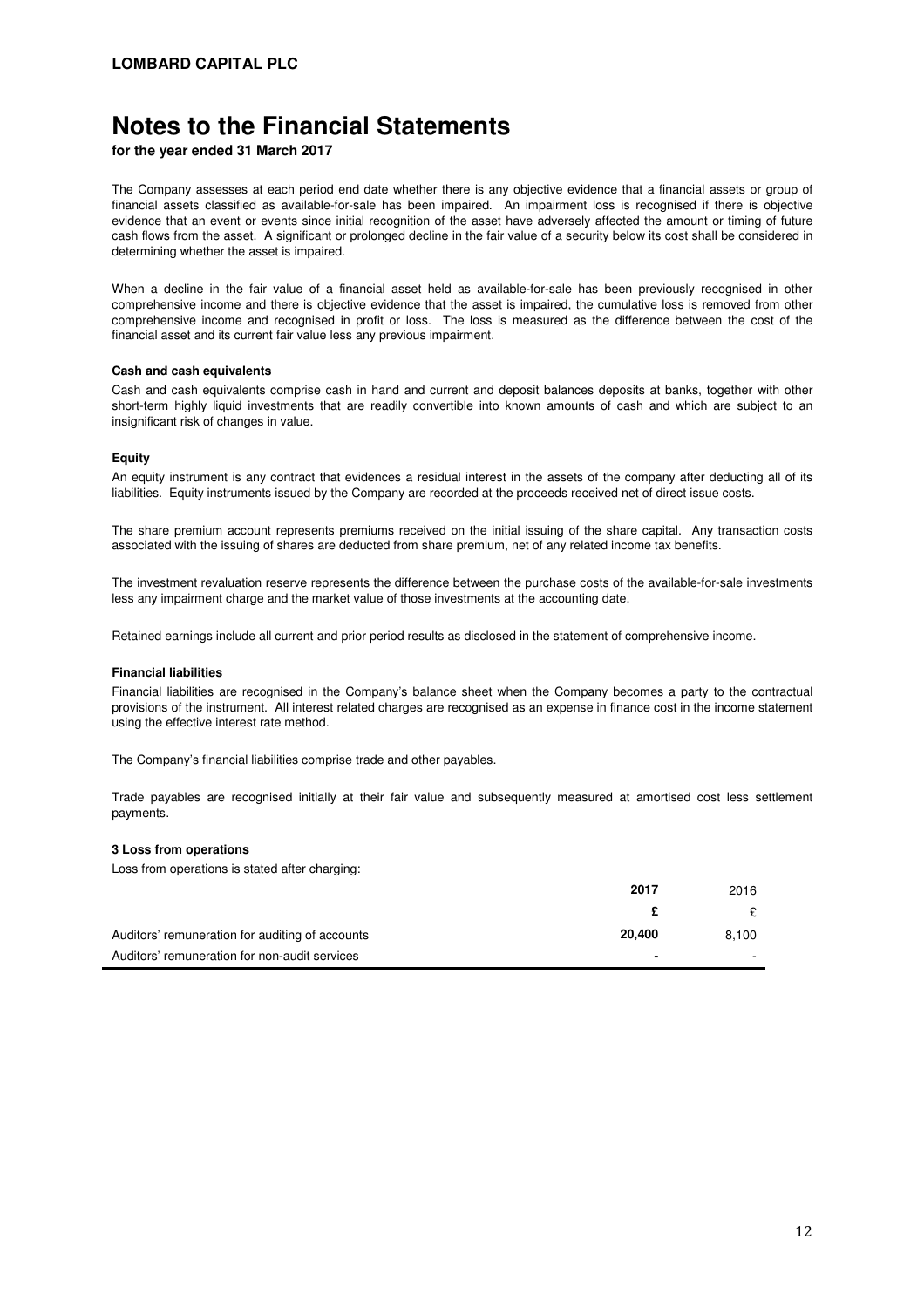# Notes to the Financial Statements

**for the year ended 31 March 2017**

The Company assesses at each period end date whether there is any objective evidence that a financial assets or group of financial assets classified as available-for-sale has been impaired. An impairment loss is recognised if there is objective evidence that an event or events since initial recognition of the asset have adversely affected the amount or timing of future cash flows from the asset. A significant or prolonged decline in the fair value of a security below its cost shall be considered in determining whether the asset is impaired.

When a decline in the fair value of a financial asset held as available-for-sale has been previously recognised in other comprehensive income and there is objective evidence that the asset is impaired, the cumulative loss is removed from other comprehensive income and recognised in profit or loss. The loss is measured as the difference between the cost of the financial asset and its current fair value less any previous impairment.

**Cash and cash equivalents**

Cash and cash equivalents comprise cash in hand and current and deposit balances deposits at banks, together with other short-term highly liquid investments that are readily convertible into known amounts of cash and which are subject to an insignificant risk of changes in value.

**Equity**

An equity instrument is any contract that evidences a residual interest in the assets of the company after deducting all of its liabilities. Equity instruments issued by the Company are recorded at the proceeds received net of direct issue costs.

The share premium account represents premiums received on the initial issuing of the share capital. Any transaction costs associated with the issuing of shares are deducted from share premium, net of any related income tax benefits.

The investment revaluation reserve represents the difference between the purchase costs of the available-for-sale investments less any impairment charge and the market value of those investments at the accounting date.

Retained earnings include all current and prior period results as disclosed in the statement of comprehensive income.

**Financial liabilities**

Financial liabilities are recognised in the Company's balance sheet when the Company becomes a party to the contractual provisions of the instrument. All interest related charges are recognised as an expense in finance cost in the income statement using the effective interest rate method.

The Company's financial liabilities comprise trade and other payables.

Trade payables are recognised initially at their fair value and subsequently measured at amortised cost less settlement payments.

**3 Loss from operations**

Loss from operations is stated after charging:

| | **2017** | 2016 |
|---|---|---|
| | **£** | £ |
| Auditors' remuneration for auditing of accounts | **20,400** | 8,100 |
| Auditors' remuneration for non-audit services | **-** | - |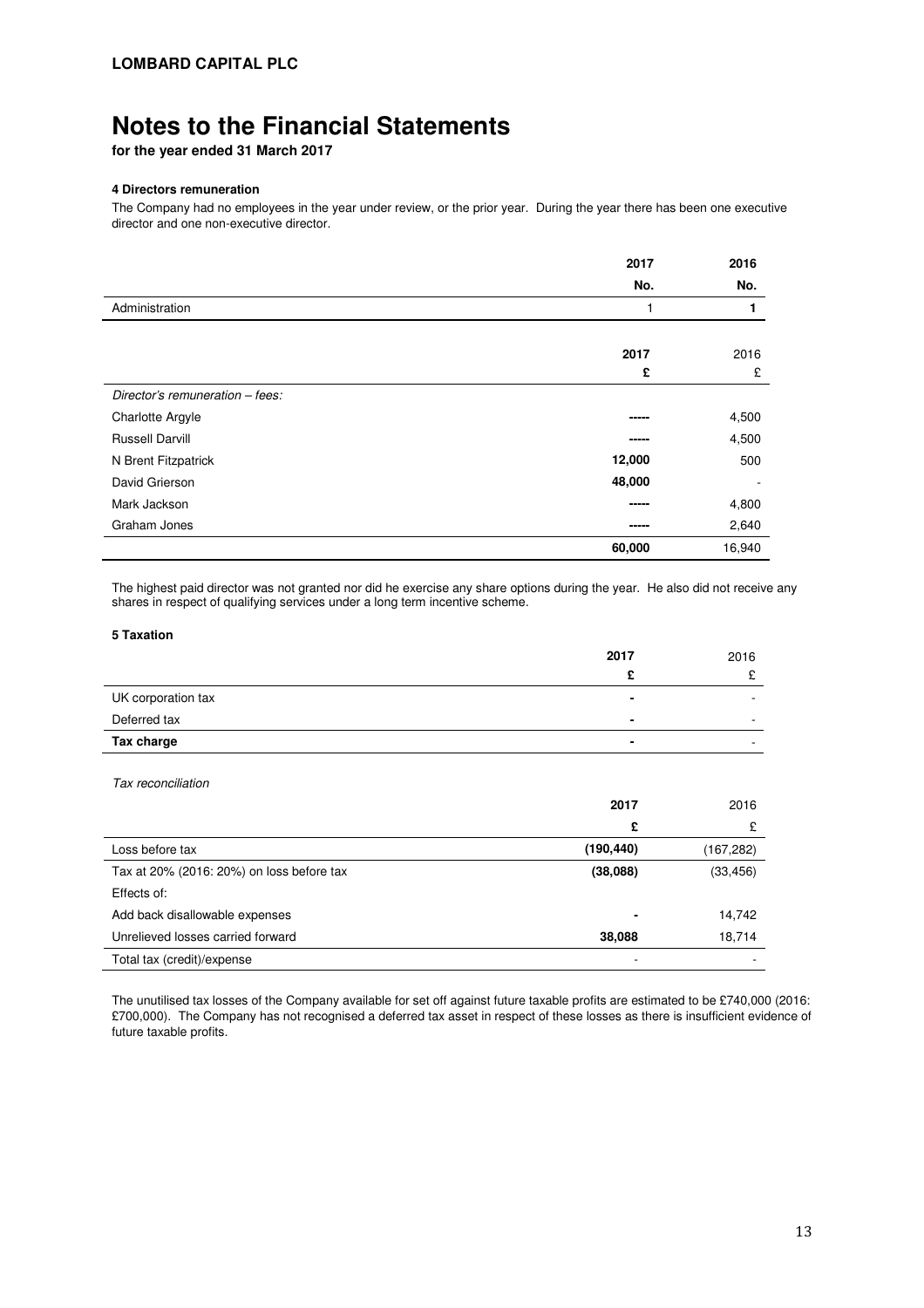**LOMBARD CAPITAL PLC**

# Notes to the Financial Statements

**for the year ended 31 March 2017**

### 4 Directors remuneration

The Company had no employees in the year under review, or the prior year. During the year there has been one executive director and one non-executive director.

| | **2017** | **2016** |
|---|---|---|
| | **No.** | **No.** |
| Administration | 1 | **1** |

| | **2017** | 2016 |
|---|---|---|
| | **£** | £ |
| *Director's remuneration – fees:* | | |
| Charlotte Argyle | ----- | 4,500 |
| Russell Darvill | ----- | 4,500 |
| N Brent Fitzpatrick | **12,000** | 500 |
| David Grierson | **48,000** | - |
| Mark Jackson | ----- | 4,800 |
| Graham Jones | ----- | 2,640 |
| | **60,000** | 16,940 |

The highest paid director was not granted nor did he exercise any share options during the year. He also did not receive any shares in respect of qualifying services under a long term incentive scheme.

### 5 Taxation

| | **2017** | 2016 |
|---|---|---|
| | **£** | £ |
| UK corporation tax | **-** | - |
| Deferred tax | **-** | - |
| **Tax charge** | **-** | - |

*Tax reconciliation*

| | **2017** | 2016 |
|---|---|---|
| | **£** | £ |
| Loss before tax | **(190,440)** | (167,282) |
| Tax at 20% (2016: 20%) on loss before tax | **(38,088)** | (33,456) |
| Effects of: | | |
| Add back disallowable expenses | **-** | 14,742 |
| Unrelieved losses carried forward | **38,088** | 18,714 |
| Total tax (credit)/expense | - | - |

The unutilised tax losses of the Company available for set off against future taxable profits are estimated to be £740,000 (2016: £700,000). The Company has not recognised a deferred tax asset in respect of these losses as there is insufficient evidence of future taxable profits.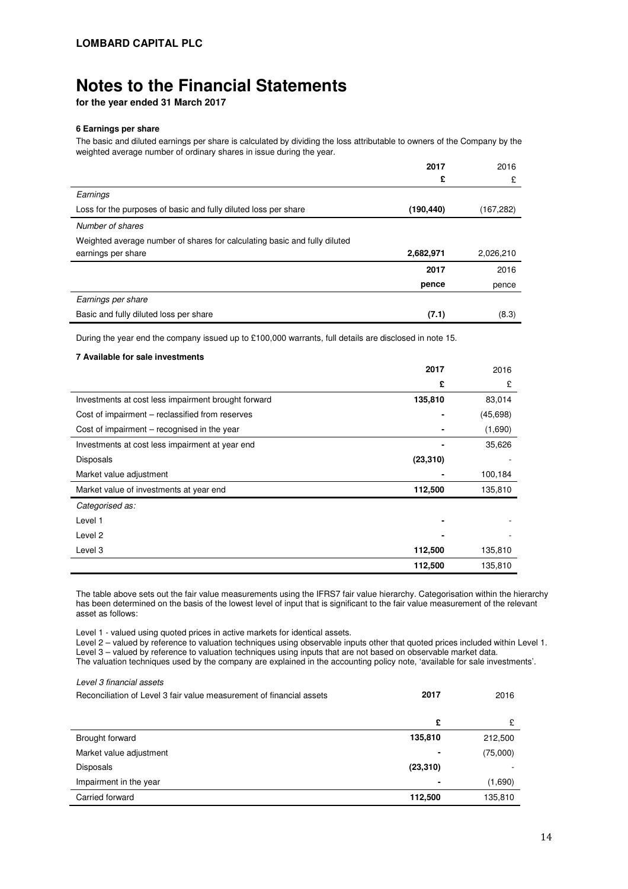**LOMBARD CAPITAL PLC**

# Notes to the Financial Statements

**for the year ended 31 March 2017**

#### 6 Earnings per share

The basic and diluted earnings per share is calculated by dividing the loss attributable to owners of the Company by the weighted average number of ordinary shares in issue during the year.

| | **2017** | 2016 |
|---|---|---|
| | **£** | £ |
| *Earnings* | | |
| Loss for the purposes of basic and fully diluted loss per share | **(190,440)** | (167,282) |
| *Number of shares* | | |
| Weighted average number of shares for calculating basic and fully diluted earnings per share | **2,682,971** | 2,026,210 |
| | **2017** | 2016 |
| | **pence** | pence |
| *Earnings per share* | | |
| Basic and fully diluted loss per share | **(7.1)** | (8.3) |

During the year end the company issued up to £100,000 warrants, full details are disclosed in note 15.

#### 7 Available for sale investments

| | **2017** | 2016 |
|---|---|---|
| | **£** | £ |
| Investments at cost less impairment brought forward | **135,810** | 83,014 |
| Cost of impairment – reclassified from reserves | **-** | (45,698) |
| Cost of impairment – recognised in the year | **-** | (1,690) |
| Investments at cost less impairment at year end | **-** | 35,626 |
| Disposals | **(23,310)** | - |
| Market value adjustment | **-** | 100,184 |
| Market value of investments at year end | **112,500** | 135,810 |
| *Categorised as:* | | |
| Level 1 | **-** | - |
| Level 2 | **-** | - |
| Level 3 | **112,500** | 135,810 |
| | **112,500** | 135,810 |

The table above sets out the fair value measurements using the IFRS7 fair value hierarchy. Categorisation within the hierarchy has been determined on the basis of the lowest level of input that is significant to the fair value measurement of the relevant asset as follows:

Level 1 - valued using quoted prices in active markets for identical assets.
Level 2 – valued by reference to valuation techniques using observable inputs other that quoted prices included within Level 1.
Level 3 – valued by reference to valuation techniques using inputs that are not based on observable market data.
The valuation techniques used by the company are explained in the accounting policy note, 'available for sale investments'.

*Level 3 financial assets*

| Reconciliation of Level 3 fair value measurement of financial assets | **2017** | 2016 |
|---|---|---|
| | **£** | £ |
| Brought forward | **135,810** | 212,500 |
| Market value adjustment | **-** | (75,000) |
| Disposals | **(23,310)** | - |
| Impairment in the year | **-** | (1,690) |
| Carried forward | **112,500** | 135,810 |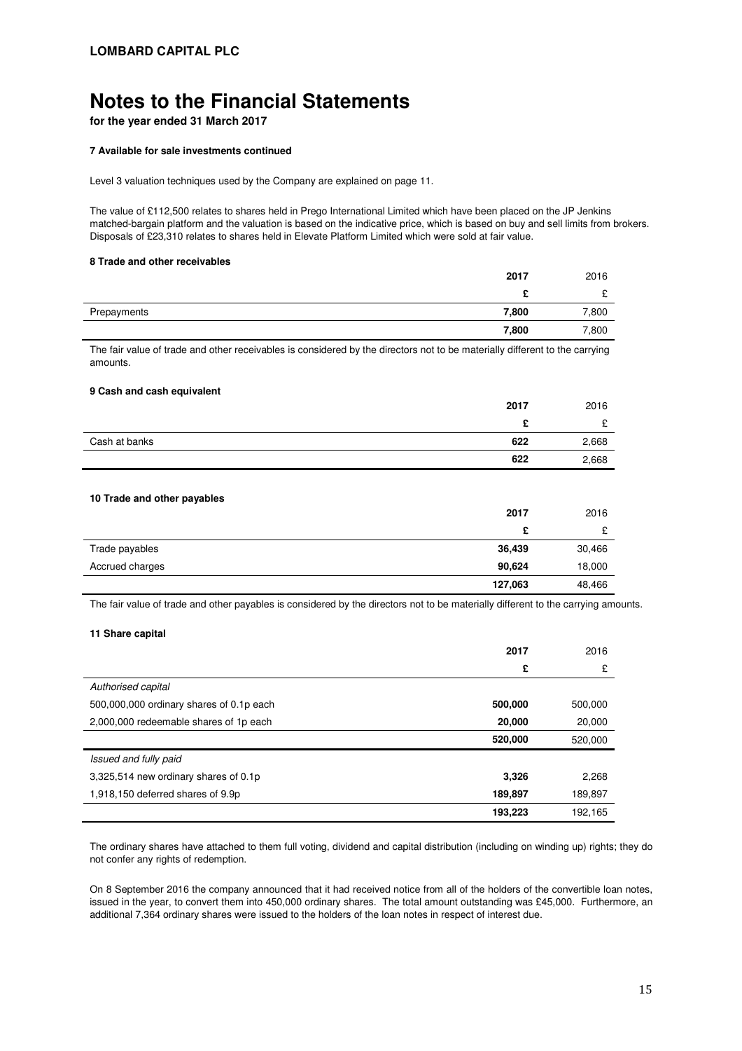# Notes to the Financial Statements

**for the year ended 31 March 2017**

#### 7 Available for sale investments continued

Level 3 valuation techniques used by the Company are explained on page 11.

The value of £112,500 relates to shares held in Prego International Limited which have been placed on the JP Jenkins matched-bargain platform and the valuation is based on the indicative price, which is based on buy and sell limits from brokers. Disposals of £23,310 relates to shares held in Elevate Platform Limited which were sold at fair value.

#### 8 Trade and other receivables

| | **2017** | 2016 |
|---|---|---|
| | **£** | £ |
| Prepayments | **7,800** | 7,800 |
| | **7,800** | 7,800 |

The fair value of trade and other receivables is considered by the directors not to be materially different to the carrying amounts.

#### 9 Cash and cash equivalent

| | **2017** | 2016 |
|---|---|---|
| | **£** | £ |
| Cash at banks | **622** | 2,668 |
| | **622** | 2,668 |

#### 10 Trade and other payables

| | **2017** | 2016 |
|---|---|---|
| | **£** | £ |
| Trade payables | **36,439** | 30,466 |
| Accrued charges | **90,624** | 18,000 |
| | **127,063** | 48,466 |

The fair value of trade and other payables is considered by the directors not to be materially different to the carrying amounts.

#### 11 Share capital

| | **2017** | 2016 |
|---|---|---|
| | **£** | £ |
| *Authorised capital* | | |
| 500,000,000 ordinary shares of 0.1p each | **500,000** | 500,000 |
| 2,000,000 redeemable shares of 1p each | **20,000** | 20,000 |
| | **520,000** | 520,000 |
| *Issued and fully paid* | | |
| 3,325,514 new ordinary shares of 0.1p | **3,326** | 2,268 |
| 1,918,150 deferred shares of 9.9p | **189,897** | 189,897 |
| | **193,223** | 192,165 |

The ordinary shares have attached to them full voting, dividend and capital distribution (including on winding up) rights; they do not confer any rights of redemption.

On 8 September 2016 the company announced that it had received notice from all of the holders of the convertible loan notes, issued in the year, to convert them into 450,000 ordinary shares. The total amount outstanding was £45,000. Furthermore, an additional 7,364 ordinary shares were issued to the holders of the loan notes in respect of interest due.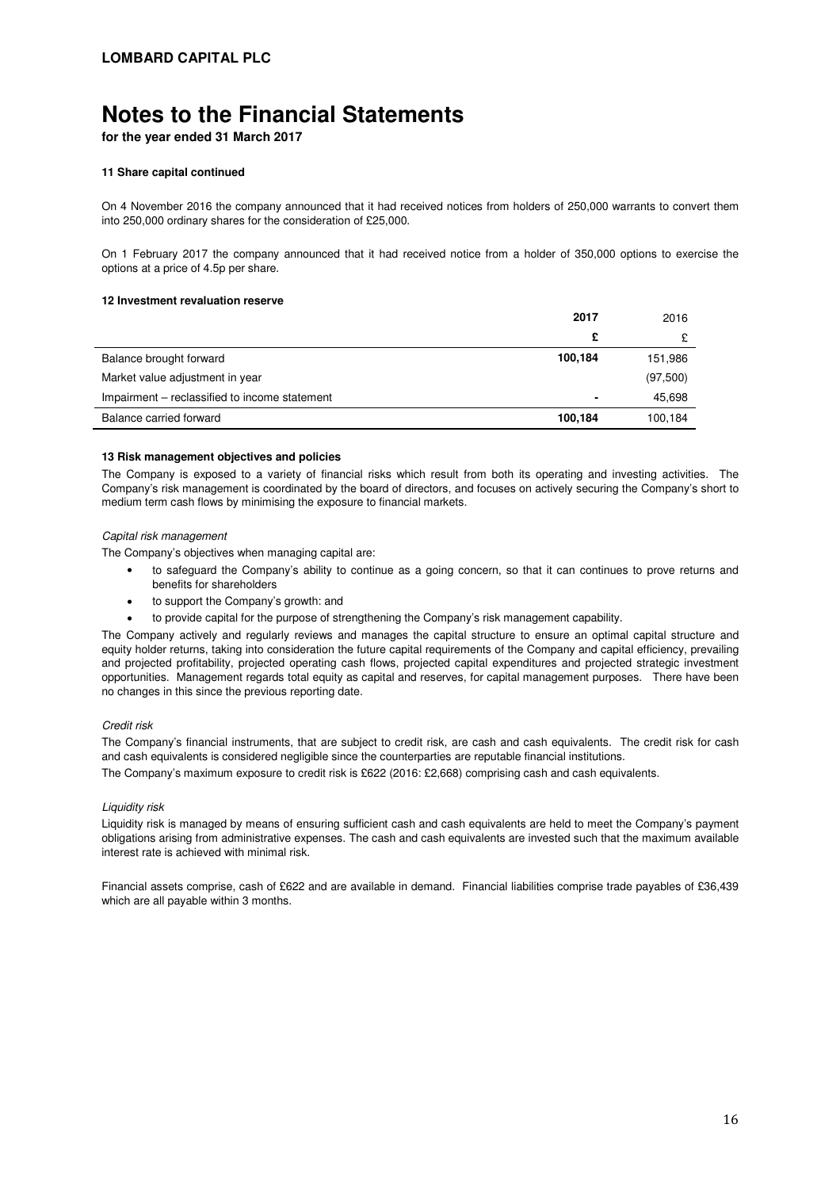# Notes to the Financial Statements

**for the year ended 31 March 2017**

#### 11 Share capital continued

On 4 November 2016 the company announced that it had received notices from holders of 250,000 warrants to convert them into 250,000 ordinary shares for the consideration of £25,000.

On 1 February 2017 the company announced that it had received notice from a holder of 350,000 options to exercise the options at a price of 4.5p per share.

#### 12 Investment revaluation reserve

| | **2017** | 2016 |
|---|---|---|
| | **£** | £ |
| Balance brought forward | **100,184** | 151,986 |
| Market value adjustment in year | | (97,500) |
| Impairment – reclassified to income statement | **-** | 45,698 |
| Balance carried forward | **100,184** | 100,184 |

#### 13 Risk management objectives and policies

The Company is exposed to a variety of financial risks which result from both its operating and investing activities. The Company's risk management is coordinated by the board of directors, and focuses on actively securing the Company's short to medium term cash flows by minimising the exposure to financial markets.

*Capital risk management*

The Company's objectives when managing capital are:

- to safeguard the Company's ability to continue as a going concern, so that it can continues to prove returns and benefits for shareholders
- to support the Company's growth: and
- to provide capital for the purpose of strengthening the Company's risk management capability.

The Company actively and regularly reviews and manages the capital structure to ensure an optimal capital structure and equity holder returns, taking into consideration the future capital requirements of the Company and capital efficiency, prevailing and projected profitability, projected operating cash flows, projected capital expenditures and projected strategic investment opportunities. Management regards total equity as capital and reserves, for capital management purposes. There have been no changes in this since the previous reporting date.

*Credit risk*

The Company's financial instruments, that are subject to credit risk, are cash and cash equivalents. The credit risk for cash and cash equivalents is considered negligible since the counterparties are reputable financial institutions.

The Company's maximum exposure to credit risk is £622 (2016: £2,668) comprising cash and cash equivalents.

*Liquidity risk*

Liquidity risk is managed by means of ensuring sufficient cash and cash equivalents are held to meet the Company's payment obligations arising from administrative expenses. The cash and cash equivalents are invested such that the maximum available interest rate is achieved with minimal risk.

Financial assets comprise, cash of £622 and are available in demand. Financial liabilities comprise trade payables of £36,439 which are all payable within 3 months.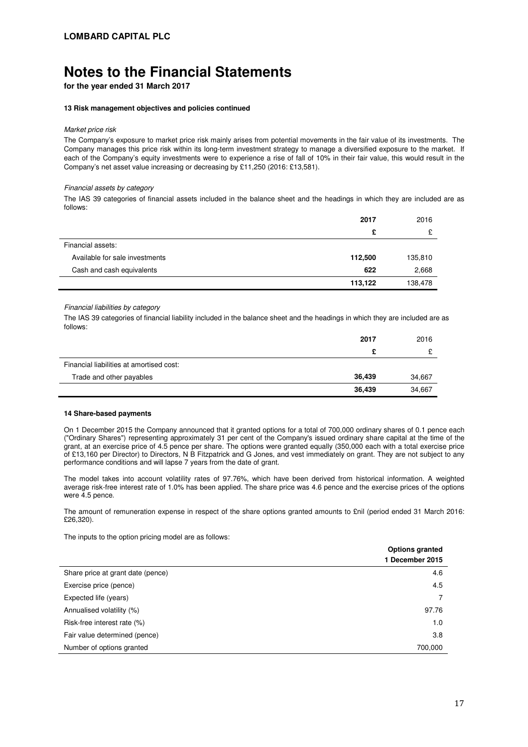**LOMBARD CAPITAL PLC**

# Notes to the Financial Statements

**for the year ended 31 March 2017**

**13 Risk management objectives and policies continued**

*Market price risk*

The Company's exposure to market price risk mainly arises from potential movements in the fair value of its investments. The Company manages this price risk within its long-term investment strategy to manage a diversified exposure to the market. If each of the Company's equity investments were to experience a rise of fall of 10% in their fair value, this would result in the Company's net asset value increasing or decreasing by £11,250 (2016: £13,581).

*Financial assets by category*

The IAS 39 categories of financial assets included in the balance sheet and the headings in which they are included are as follows:

| | **2017** | 2016 |
|---|---|---|
| | **£** | £ |
| Financial assets: | | |
| Available for sale investments | **112,500** | 135,810 |
| Cash and cash equivalents | **622** | 2,668 |
| | **113,122** | 138,478 |

*Financial liabilities by category*

The IAS 39 categories of financial liability included in the balance sheet and the headings in which they are included are as follows:

| | **2017** | 2016 |
|---|---|---|
| | **£** | £ |
| Financial liabilities at amortised cost: | | |
| Trade and other payables | **36,439** | 34,667 |
| | **36,439** | 34,667 |

**14 Share-based payments**

On 1 December 2015 the Company announced that it granted options for a total of 700,000 ordinary shares of 0.1 pence each ("Ordinary Shares") representing approximately 31 per cent of the Company's issued ordinary share capital at the time of the grant, at an exercise price of 4.5 pence per share. The options were granted equally (350,000 each with a total exercise price of £13,160 per Director) to Directors, N B Fitzpatrick and G Jones, and vest immediately on grant. They are not subject to any performance conditions and will lapse 7 years from the date of grant.

The model takes into account volatility rates of 97.76%, which have been derived from historical information. A weighted average risk-free interest rate of 1.0% has been applied. The share price was 4.6 pence and the exercise prices of the options were 4.5 pence.

The amount of remuneration expense in respect of the share options granted amounts to £nil (period ended 31 March 2016: £26,320).

The inputs to the option pricing model are as follows:

| | **Options granted 1 December 2015** |
|---|---|
| Share price at grant date (pence) | 4.6 |
| Exercise price (pence) | 4.5 |
| Expected life (years) | 7 |
| Annualised volatility (%) | 97.76 |
| Risk-free interest rate (%) | 1.0 |
| Fair value determined (pence) | 3.8 |
| Number of options granted | 700,000 |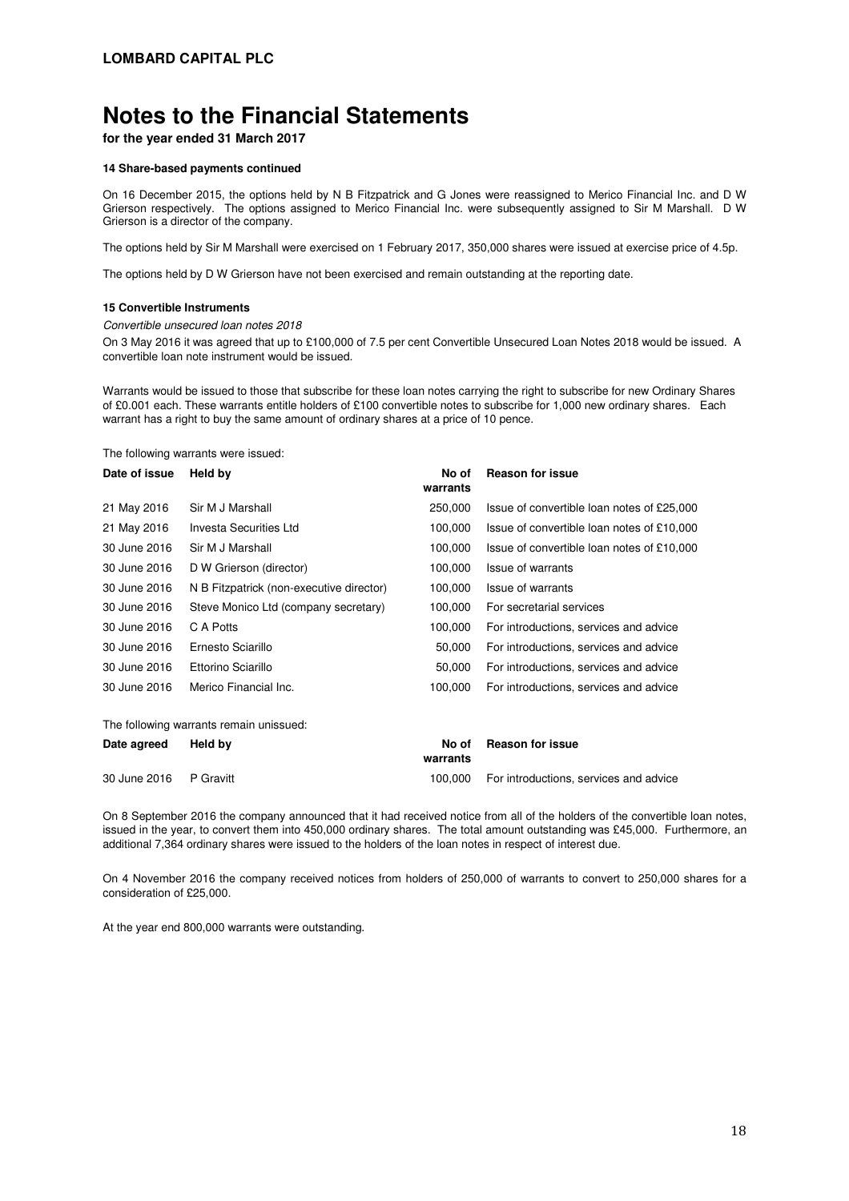**LOMBARD CAPITAL PLC**

# Notes to the Financial Statements

**for the year ended 31 March 2017**

#### 14 Share-based payments continued

On 16 December 2015, the options held by N B Fitzpatrick and G Jones were reassigned to Merico Financial Inc. and D W Grierson respectively. The options assigned to Merico Financial Inc. were subsequently assigned to Sir M Marshall. D W Grierson is a director of the company.

The options held by Sir M Marshall were exercised on 1 February 2017, 350,000 shares were issued at exercise price of 4.5p.

The options held by D W Grierson have not been exercised and remain outstanding at the reporting date.

#### 15 Convertible Instruments

*Convertible unsecured loan notes 2018*

On 3 May 2016 it was agreed that up to £100,000 of 7.5 per cent Convertible Unsecured Loan Notes 2018 would be issued. A convertible loan note instrument would be issued.

Warrants would be issued to those that subscribe for these loan notes carrying the right to subscribe for new Ordinary Shares of £0.001 each. These warrants entitle holders of £100 convertible notes to subscribe for 1,000 new ordinary shares. Each warrant has a right to buy the same amount of ordinary shares at a price of 10 pence.

The following warrants were issued:

| Date of issue | Held by | No of warrants | Reason for issue |
|---|---|---|---|
| 21 May 2016 | Sir M J Marshall | 250,000 | Issue of convertible loan notes of £25,000 |
| 21 May 2016 | Investa Securities Ltd | 100,000 | Issue of convertible loan notes of £10,000 |
| 30 June 2016 | Sir M J Marshall | 100,000 | Issue of convertible loan notes of £10,000 |
| 30 June 2016 | D W Grierson (director) | 100,000 | Issue of warrants |
| 30 June 2016 | N B Fitzpatrick (non-executive director) | 100,000 | Issue of warrants |
| 30 June 2016 | Steve Monico Ltd (company secretary) | 100,000 | For secretarial services |
| 30 June 2016 | C A Potts | 100,000 | For introductions, services and advice |
| 30 June 2016 | Ernesto Sciarillo | 50,000 | For introductions, services and advice |
| 30 June 2016 | Ettorino Sciarillo | 50,000 | For introductions, services and advice |
| 30 June 2016 | Merico Financial Inc. | 100,000 | For introductions, services and advice |

The following warrants remain unissued:

| Date agreed | Held by | No of warrants | Reason for issue |
|---|---|---|---|
| 30 June 2016 | P Gravitt | 100,000 | For introductions, services and advice |

On 8 September 2016 the company announced that it had received notice from all of the holders of the convertible loan notes, issued in the year, to convert them into 450,000 ordinary shares. The total amount outstanding was £45,000. Furthermore, an additional 7,364 ordinary shares were issued to the holders of the loan notes in respect of interest due.

On 4 November 2016 the company received notices from holders of 250,000 of warrants to convert to 250,000 shares for a consideration of £25,000.

At the year end 800,000 warrants were outstanding.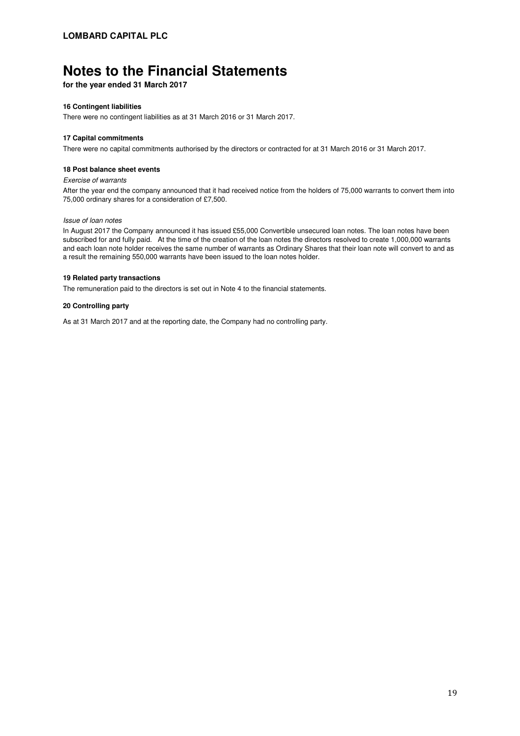**LOMBARD CAPITAL PLC**

# Notes to the Financial Statements

**for the year ended 31 March 2017**

### 16 Contingent liabilities

There were no contingent liabilities as at 31 March 2016 or 31 March 2017.

### 17 Capital commitments

There were no capital commitments authorised by the directors or contracted for at 31 March 2016 or 31 March 2017.

### 18 Post balance sheet events

*Exercise of warrants*

After the year end the company announced that it had received notice from the holders of 75,000 warrants to convert them into 75,000 ordinary shares for a consideration of £7,500.

*Issue of loan notes*

In August 2017 the Company announced it has issued £55,000 Convertible unsecured loan notes. The loan notes have been subscribed for and fully paid. At the time of the creation of the loan notes the directors resolved to create 1,000,000 warrants and each loan note holder receives the same number of warrants as Ordinary Shares that their loan note will convert to and as a result the remaining 550,000 warrants have been issued to the loan notes holder.

### 19 Related party transactions

The remuneration paid to the directors is set out in Note 4 to the financial statements.

### 20 Controlling party

As at 31 March 2017 and at the reporting date, the Company had no controlling party.